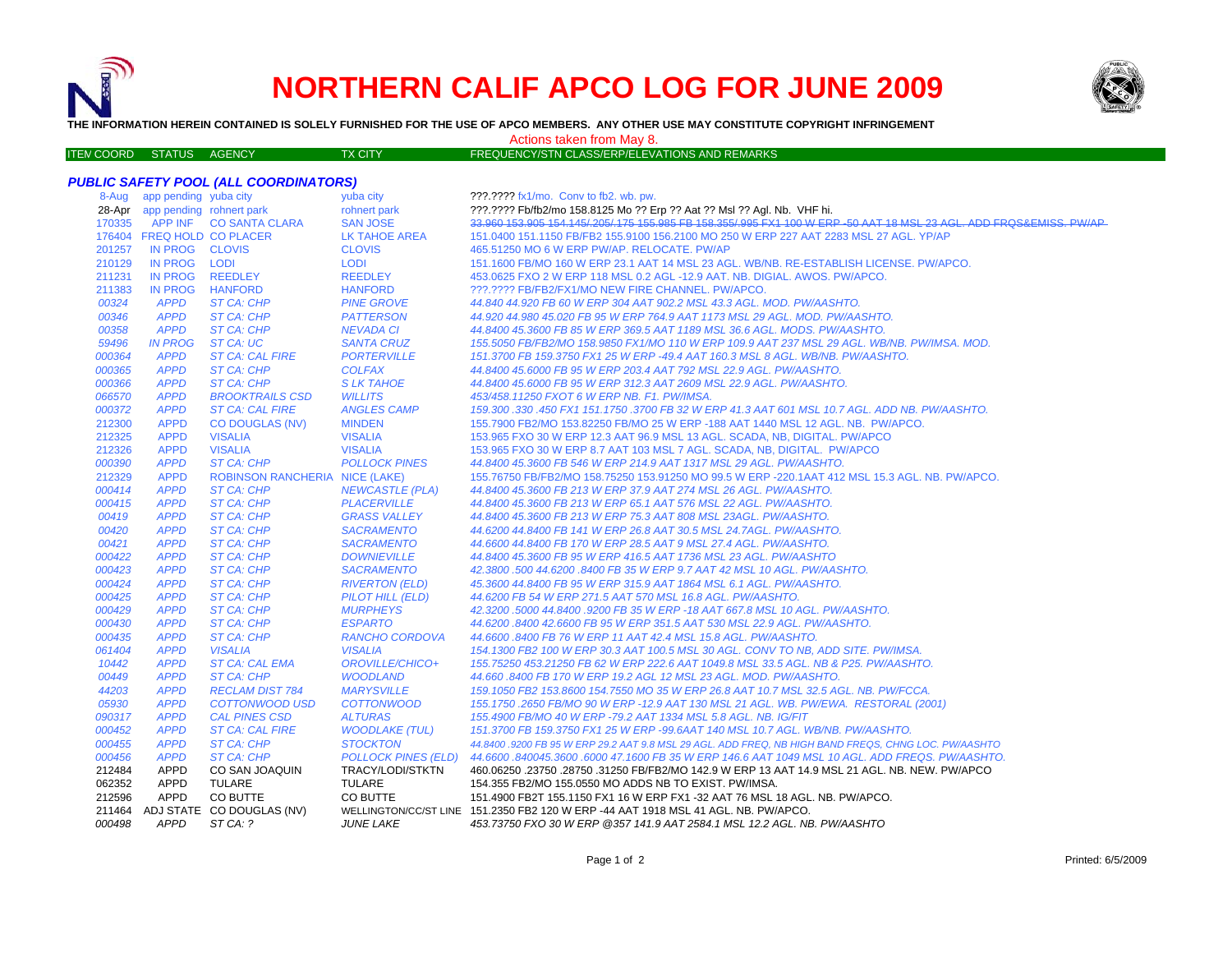# NORTHERN CALIF APCO LOG FOR JUNE 2009

**THE INFORMATION HEREIN CONTAINED IS SOLELY FURNISHED FOR THE USE OF APCO MEMBERS. ANY OTHER USE MAY CONSTITUTE COPYRIGHT INFRINGEMENT**

Actions taken from May 8.

### *PUBLIC SAFETY POOL (ALL COORDINATORS)*

| ITEM COORD | STATUS | AGENCY | TX CITY | FREQUENCY/STN CLASS/ERP/ELEVATIONS AND REMARKS |
|---|---|---|---|---|
| 8-Aug | app pending | yuba city | yuba city | ???.???? fx1/mo. Conv to fb2. wb. pw. |
| 28-Apr | app pending | rohnert park | rohnert park | ???.???? Fb/fb2/mo 158.8125 Mo ?? Erp ?? Aat ?? Msl ?? Agl. Nb. VHF hi. |
| 170335 | APP INF | CO SANTA CLARA | SAN JOSE | ~~33.960 153.905 154.145/.205/.175 155.985 FB 158.355/.995 FX1 100 W ERP -50 AAT 18 MSL 23 AGL. ADD FRQS&EMISS. PW/AP~~ |
| 176404 | FREQ HOLD | CO PLACER | LK TAHOE AREA | 151.0400 151.1150 FB/FB2 155.9100 156.2100 MO 250 W ERP 227 AAT 2283 MSL 27 AGL. YP/AP |
| 201257 | IN PROG | CLOVIS | CLOVIS | 465.51250 MO 6 W ERP PW/AP. RELOCATE. PW/AP |
| 210129 | IN PROG | LODI | LODI | 151.1600 FB/MO 160 W ERP 23.1 AAT 14 MSL 23 AGL. WB/NB. RE-ESTABLISH LICENSE. PW/APCO. |
| 211231 | IN PROG | REEDLEY | REEDLEY | 453.0625 FXO 2 W ERP 118 MSL 0.2 AGL -12.9 AAT. NB. DIGIAL. AWOS. PW/APCO. |
| 211383 | IN PROG | HANFORD | HANFORD | ???.???? FB/FB2/FX1/MO NEW FIRE CHANNEL. PW/APCO. |
| *00324* | *APPD* | *ST CA: CHP* | *PINE GROVE* | *44.840 44.920 FB 60 W ERP 304 AAT 902.2 MSL 43.3 AGL. MOD. PW/AASHTO.* |
| *00346* | *APPD* | *ST CA: CHP* | *PATTERSON* | *44.920 44.980 45.020 FB 95 W ERP 764.9 AAT 1173 MSL 29 AGL. MOD. PW/AASHTO.* |
| *00358* | *APPD* | *ST CA: CHP* | *NEVADA CI* | *44.8400 45.3600 FB 85 W ERP 369.5 AAT 1189 MSL 36.6 AGL. MODS. PW/AASHTO.* |
| *59496* | *IN PROG* | *ST CA: UC* | *SANTA CRUZ* | *155.5050 FB/FB2/MO 158.9850 FX1/MO 110 W ERP 109.9 AAT 237 MSL 29 AGL. WB/NB. PW/IMSA. MOD.* |
| *000364* | *APPD* | *ST CA: CAL FIRE* | *PORTERVILLE* | *151.3700 FB 159.3750 FX1 25 W ERP -49.4 AAT 160.3 MSL 8 AGL. WB/NB. PW/AASHTO.* |
| *000365* | *APPD* | *ST CA: CHP* | *COLFAX* | *44.8400 45.6000 FB 95 W ERP 203.4 AAT 792 MSL 22.9 AGL. PW/AASHTO.* |
| *000366* | *APPD* | *ST CA: CHP* | *S LK TAHOE* | *44.8400 45.6000 FB 95 W ERP 312.3 AAT 2609 MSL 22.9 AGL. PW/AASHTO.* |
| *066570* | *APPD* | *BROOKTRAILS CSD* | *WILLITS* | *453/458.11250 FXOT 6 W ERP NB. F1. PW/IMSA.* |
| *000372* | *APPD* | *ST CA: CAL FIRE* | *ANGLES CAMP* | *159.300 .330 .450 FX1 151.1750 .3700 FB 32 W ERP 41.3 AAT 601 MSL 10.7 AGL. ADD NB. PW/AASHTO.* |
| 212300 | APPD | CO DOUGLAS (NV) | MINDEN | 155.7900 FB2/MO 153.82250 FB/MO 25 W ERP -188 AAT 1440 MSL 12 AGL. NB. PW/APCO. |
| 212325 | APPD | VISALIA | VISALIA | 153.965 FXO 30 W ERP 12.3 AAT 96.9 MSL 13 AGL. SCADA, NB, DIGITAL. PW/APCO |
| 212326 | APPD | VISALIA | VISALIA | 153.965 FXO 30 W ERP 8.7 AAT 103 MSL 7 AGL. SCADA, NB, DIGITAL. PW/APCO |
| *000390* | *APPD* | *ST CA: CHP* | *POLLOCK PINES* | *44.8400 45.3600 FB 546 W ERP 214.9 AAT 1317 MSL 29 AGL. PW/AASHTO.* |
| 212329 | APPD | ROBINSON RANCHERIA | NICE (LAKE) | 155.76750 FB/FB2/MO 158.75250 153.91250 MO 99.5 W ERP -220.1AAT 412 MSL 15.3 AGL. NB. PW/APCO. |
| *000414* | *APPD* | *ST CA: CHP* | *NEWCASTLE (PLA)* | *44.8400 45.3600 FB 213 W ERP 37.9 AAT 274 MSL 26 AGL. PW/AASHTO.* |
| *000415* | *APPD* | *ST CA: CHP* | *PLACERVILLE* | *44.8400 45.3600 FB 213 W ERP 65.1 AAT 576 MSL 22 AGL. PW/AASHTO.* |
| *00419* | *APPD* | *ST CA: CHP* | *GRASS VALLEY* | *44.8400 45.3600 FB 213 W ERP 75.3 AAT 808 MSL 23AGL. PW/AASHTO.* |
| *00420* | *APPD* | *ST CA: CHP* | *SACRAMENTO* | *44.6200 44.8400 FB 141 W ERP 26.8 AAT 30.5 MSL 24.7AGL. PW/AASHTO.* |
| *00421* | *APPD* | *ST CA: CHP* | *SACRAMENTO* | *44.6600 44.8400 FB 170 W ERP 28.5 AAT 9 MSL 27.4 AGL. PW/AASHTO.* |
| *000422* | *APPD* | *ST CA: CHP* | *DOWNIEVILLE* | *44.8400 45.3600 FB 95 W ERP 416.5 AAT 1736 MSL 23 AGL. PW/AASHTO* |
| *000423* | *APPD* | *ST CA: CHP* | *SACRAMENTO* | *42.3800 .500 44.6200 .8400 FB 35 W ERP 9.7 AAT 42 MSL 10 AGL. PW/AASHTO.* |
| *000424* | *APPD* | *ST CA: CHP* | *RIVERTON (ELD)* | *45.3600 44.8400 FB 95 W ERP 315.9 AAT 1864 MSL 6.1 AGL. PW/AASHTO.* |
| *000425* | *APPD* | *ST CA: CHP* | *PILOT HILL (ELD)* | *44.6200 FB 54 W ERP 271.5 AAT 570 MSL 16.8 AGL. PW/AASHTO.* |
| *000429* | *APPD* | *ST CA: CHP* | *MURPHEYS* | *42.3200 .5000 44.8400 .9200 FB 35 W ERP -18 AAT 667.8 MSL 10 AGL. PW/AASHTO.* |
| *000430* | *APPD* | *ST CA: CHP* | *ESPARTO* | *44.6200 .8400 42.6600 FB 95 W ERP 351.5 AAT 530 MSL 22.9 AGL. PW/AASHTO.* |
| *000435* | *APPD* | *ST CA: CHP* | *RANCHO CORDOVA* | *44.6600 .8400 FB 76 W ERP 11 AAT 42.4 MSL 15.8 AGL. PW/AASHTO.* |
| *061404* | *APPD* | *VISALIA* | *VISALIA* | *154.1300 FB2 100 W ERP 30.3 AAT 100.5 MSL 30 AGL. CONV TO NB, ADD SITE. PW/IMSA.* |
| *10442* | *APPD* | *ST CA: CAL EMA* | *OROVILLE/CHICO+* | *155.75250 453.21250 FB 62 W ERP 222.6 AAT 1049.8 MSL 33.5 AGL. NB & P25. PW/AASHTO.* |
| *00449* | *APPD* | *ST CA: CHP* | *WOODLAND* | *44.660 .8400 FB 170 W ERP 19.2 AGL 12 MSL 23 AGL. MOD. PW/AASHTO.* |
| *44203* | *APPD* | *RECLAM DIST 784* | *MARYSVILLE* | *159.1050 FB2 153.8600 154.7550 MO 35 W ERP 26.8 AAT 10.7 MSL 32.5 AGL. NB. PW/FCCA.* |
| *05930* | *APPD* | *COTTONWOOD USD* | *COTTONWOOD* | *155.1750 .2650 FB/MO 90 W ERP -12.9 AAT 130 MSL 21 AGL. WB. PW/EWA. RESTORAL (2001)* |
| *090317* | *APPD* | *CAL PINES CSD* | *ALTURAS* | *155.4900 FB/MO 40 W ERP -79.2 AAT 1334 MSL 5.8 AGL. NB. IG/FIT* |
| *000452* | *APPD* | *ST CA: CAL FIRE* | *WOODLAKE (TUL)* | *151.3700 FB 159.3750 FX1 25 W ERP -99.6AAT 140 MSL 10.7 AGL. WB/NB. PW/AASHTO.* |
| *000455* | *APPD* | *ST CA: CHP* | *STOCKTON* | *44.8400 .9200 FB 95 W ERP 29.2 AAT 9.8 MSL 29 AGL. ADD FREQ, NB HIGH BAND FREQS, CHNG LOC. PW/AASHTO* |
| *000456* | *APPD* | *ST CA: CHP* | *POLLOCK PINES (ELD)* | *44.6600 .840045.3600 .6000 47.1600 FB 35 W ERP 146.6 AAT 1049 MSL 10 AGL. ADD FREQS. PW/AASHTO.* |
| 212484 | APPD | CO SAN JOAQUIN | TRACY/LODI/STKTN | 460.06250 .23750 .28750 .31250 FB/FB2/MO 142.9 W ERP 13 AAT 14.9 MSL 21 AGL. NB. NEW. PW/APCO |
| 062352 | APPD | TULARE | TULARE | 154.355 FB2/MO 155.0550 MO ADDS NB TO EXIST. PW/IMSA. |
| 212596 | APPD | CO BUTTE | CO BUTTE | 151.4900 FB2T 155.1150 FX1 16 W ERP FX1 -32 AAT 76 MSL 18 AGL. NB. PW/APCO. |
| 211464 | ADJ STATE | CO DOUGLAS (NV) | WELLINGTON/CC/ST LINE | 151.2350 FB2 120 W ERP -44 AAT 1918 MSL 41 AGL. NB. PW/APCO. |
| *000498* | *APPD* | *ST CA: ?* | *JUNE LAKE* | *453.73750 FXO 30 W ERP @357 141.9 AAT 2584.1 MSL 12.2 AGL. NB. PW/AASHTO* |

Printed: 6/5/2009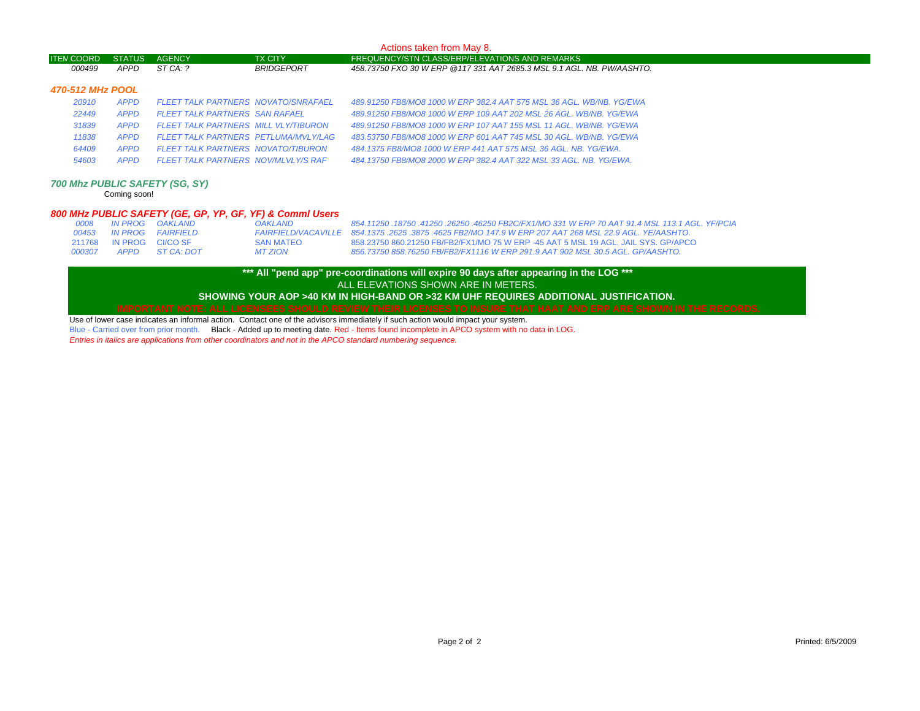Actions taken from May 8.

| ITEM COORD | STATUS | AGENCY | TX CITY | FREQUENCY/STN CLASS/ERP/ELEVATIONS AND REMARKS |
|---|---|---|---|---|
| *000499* | *APPD* | *ST CA: ?* | *BRIDGEPORT* | *458.73750 FXO 30 W ERP @117 331 AAT 2685.3 MSL 9.1 AGL. NB. PW/AASHTO.* |

### *470-512 MHz POOL*

| ITEM COORD | STATUS | AGENCY | TX CITY | FREQUENCY/STN CLASS/ERP/ELEVATIONS AND REMARKS |
|---|---|---|---|---|
| *20910* | *APPD* | *FLEET TALK PARTNERS* | *NOVATO/SNRAFAEL* | *489.91250 FB8/MO8 1000 W ERP 382.4 AAT 575 MSL 36 AGL. WB/NB. YG/EWA* |
| *22449* | *APPD* | *FLEET TALK PARTNERS* | *SAN RAFAEL* | *489.91250 FB8/MO8 1000 W ERP 109 AAT 202 MSL 26 AGL. WB/NB. YG/EWA* |
| *31839* | *APPD* | *FLEET TALK PARTNERS* | *MILL VLY/TIBURON* | *489.91250 FB8/MO8 1000 W ERP 107 AAT 155 MSL 11 AGL. WB/NB. YG/EWA* |
| *11838* | *APPD* | *FLEET TALK PARTNERS* | *PETLUMA/MVLY/LAG* | *483.53750 FB8/MO8 1000 W ERP 601 AAT 745 MSL 30 AGL. WB/NB. YG/EWA* |
| *64409* | *APPD* | *FLEET TALK PARTNERS* | *NOVATO/TIBURON* | *484.1375 FB8/MO8 1000 W ERP 441 AAT 575 MSL 36 AGL. NB. YG/EWA.* |
| *54603* | *APPD* | *FLEET TALK PARTNERS* | *NOV/MLVLY/S RAF* | *484.13750 FB8/MO8 2000 W ERP 382.4 AAT 322 MSL 33 AGL. NB. YG/EWA.* |

### *700 Mhz PUBLIC SAFETY (SG, SY)*

Coming soon!

### *800 MHz PUBLIC SAFETY (GE, GP, YP, GF, YF) & Comml Users*

| ITEM COORD | STATUS | AGENCY | TX CITY | FREQUENCY/STN CLASS/ERP/ELEVATIONS AND REMARKS |
|---|---|---|---|---|
| *0008* | *IN PROG* | *OAKLAND* | *OAKLAND* | *854.11250 .18750 .41250 .26250 .46250 FB2C/FX1/MO 331 W ERP 70 AAT 91.4 MSL 113.1 AGL. YF/PCIA* |
| *00453* | *IN PROG* | *FAIRFIELD* | *FAIRFIELD/VACAVILLE* | *854.1375 .2625 .3875 .4625 FB2/MO 147.9 W ERP 207 AAT 268 MSL 22.9 AGL. YE/AASHTO.* |
| 211768 | IN PROG | CI/CO SF | SAN MATEO | 858.23750 860.21250 FB/FB2/FX1/MO 75 W ERP -45 AAT 5 MSL 19 AGL. JAIL SYS. GP/APCO |
| *000307* | *APPD* | *ST CA: DOT* | *MT ZION* | *856.73750 858.76250 FB/FB2/FX1116 W ERP 291.9 AAT 902 MSL 30.5 AGL. GP/AASHTO.* |

**\*\*\* All "pend app" pre-coordinations will expire 90 days after appearing in the LOG \*\*\***

ALL ELEVATIONS SHOWN ARE IN METERS.

**SHOWING YOUR AOP >40 KM IN HIGH-BAND OR >32 KM UHF REQUIRES ADDITIONAL JUSTIFICATION.**

IMPORTANT NOTE: ALL LICENSEES SHOULD REVIEW THEIR LICENSES TO INSURE THAT HAAT AND ERP ARE SHOWN IN THE RECORDS.

Use of lower case indicates an informal action. Contact one of the advisors immediately if such action would impact your system.

Blue - Carried over from prior month. Black - Added up to meeting date. Red - Items found incomplete in APCO system with no data in LOG.

*Entries in italics are applications from other coordinators and not in the APCO standard numbering sequence.*

Printed: 6/5/2009